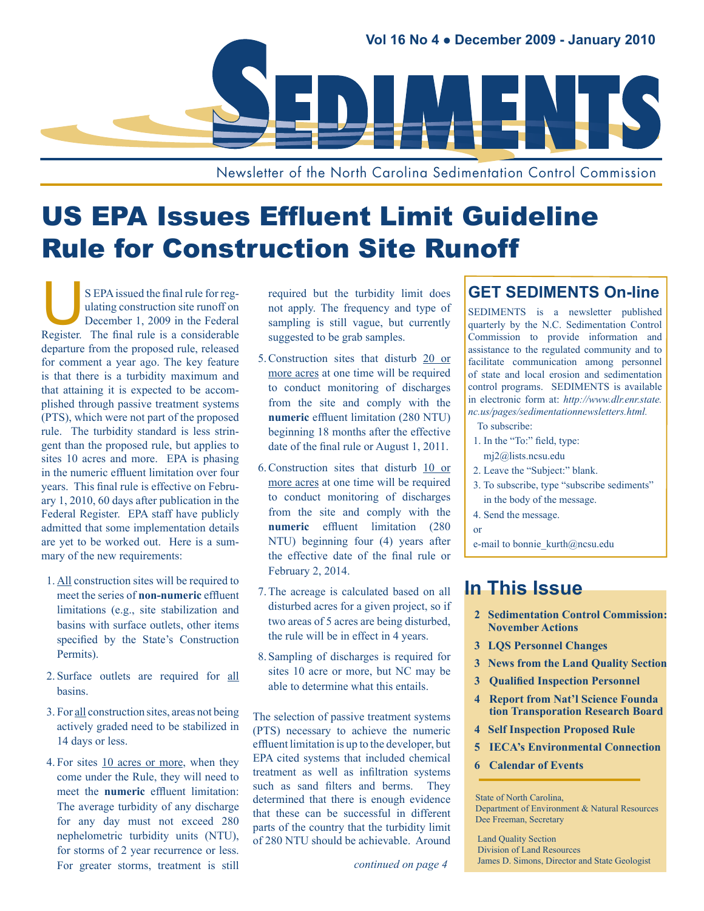# SEDIMENTS

Vol 16 No 4 • December 2009 - January 2010

Newsletter of the North Carolina Sedimentation Control Commission

# US EPA Issues Effluent Limit Guideline Rule for Construction Site Runoff

US EPA issued the final rule for regulating construction site runoff on December 1, 2009 in the Federal Register. The final rule is a considerable departure from the proposed rule, released for comment a year ago. The key feature is that there is a turbidity maximum and that attaining it is expected to be accomplished through passive treatment systems (PTS), which were not part of the proposed rule. The turbidity standard is less stringent than the proposed rule, but applies to sites 10 acres and more. EPA is phasing in the numeric effluent limitation over four years. This final rule is effective on February 1, 2010, 60 days after publication in the Federal Register. EPA staff have publicly admitted that some implementation details are yet to be worked out. Here is a summary of the new requirements:

1. All construction sites will be required to meet the series of **non-numeric** effluent limitations (e.g., site stabilization and basins with surface outlets, other items specified by the State's Construction Permits).
2. Surface outlets are required for all basins.
3. For all construction sites, areas not being actively graded need to be stabilized in 14 days or less.
4. For sites 10 acres or more, when they come under the Rule, they will need to meet the **numeric** effluent limitation: The average turbidity of any discharge for any day must not exceed 280 nephelometric turbidity units (NTU), for storms of 2 year recurrence or less. For greater storms, treatment is still required but the turbidity limit does not apply. The frequency and type of sampling is still vague, but currently suggested to be grab samples.
5. Construction sites that disturb 20 or more acres at one time will be required to conduct monitoring of discharges from the site and comply with the **numeric** effluent limitation (280 NTU) beginning 18 months after the effective date of the final rule or August 1, 2011.
6. Construction sites that disturb 10 or more acres at one time will be required to conduct monitoring of discharges from the site and comply with the **numeric** effluent limitation (280 NTU) beginning four (4) years after the effective date of the final rule or February 2, 2014.
7. The acreage is calculated based on all disturbed acres for a given project, so if two areas of 5 acres are being disturbed, the rule will be in effect in 4 years.
8. Sampling of discharges is required for sites 10 acre or more, but NC may be able to determine what this entails.

The selection of passive treatment systems (PTS) necessary to achieve the numeric effluent limitation is up to the developer, but EPA cited systems that included chemical treatment as well as infiltration systems such as sand filters and berms. They determined that there is enough evidence that these can be successful in different parts of the country that the turbidity limit of 280 NTU should be achievable. Around

*continued on page 4*

## GET SEDIMENTS On-line

SEDIMENTS is a newsletter published quarterly by the N.C. Sedimentation Control Commission to provide information and assistance to the regulated community and to facilitate communication among personnel of state and local erosion and sedimentation control programs. SEDIMENTS is available in electronic form at: *http://www.dlr.enr.state.nc.us/pages/sedimentationnewsletters.html.*

To subscribe:

1. In the "To:" field, type: mj2@lists.ncsu.edu
2. Leave the "Subject:" blank.
3. To subscribe, type "subscribe sediments" in the body of the message.
4. Send the message.

or

e-mail to bonnie_kurth@ncsu.edu

## In This Issue

- **2 Sedimentation Control Commission: November Actions**
- **3 LQS Personnel Changes**
- **3 News from the Land Quality Section**
- **3 Qualified Inspection Personnel**
- **4 Report from Nat'l Science Foundation Transporation Research Board**
- **4 Self Inspection Proposed Rule**
- **5 IECA's Environmental Connection**
- **6 Calendar of Events**

State of North Carolina,
Department of Environment & Natural Resources
Dee Freeman, Secretary

Land Quality Section
Division of Land Resources
James D. Simons, Director and State Geologist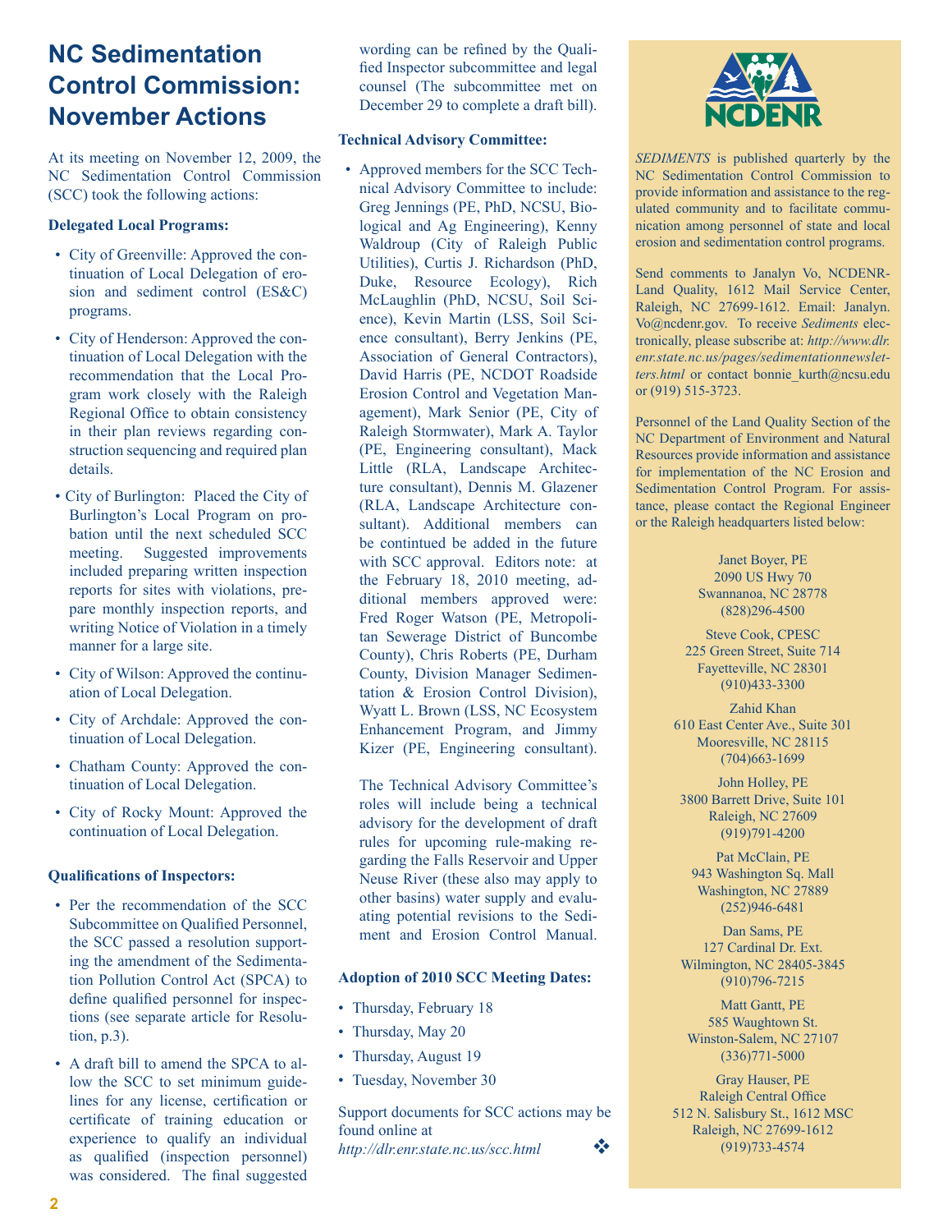# NC Sedimentation Control Commission: November Actions

At its meeting on November 12, 2009, the NC Sedimentation Control Commission (SCC) took the following actions:

**Delegated Local Programs:**

- City of Greenville: Approved the continuation of Local Delegation of erosion and sediment control (ES&C) programs.
- City of Henderson: Approved the continuation of Local Delegation with the recommendation that the Local Program work closely with the Raleigh Regional Office to obtain consistency in their plan reviews regarding construction sequencing and required plan details.
- City of Burlington: Placed the City of Burlington's Local Program on probation until the next scheduled SCC meeting. Suggested improvements included preparing written inspection reports for sites with violations, prepare monthly inspection reports, and writing Notice of Violation in a timely manner for a large site.
- City of Wilson: Approved the continuation of Local Delegation.
- City of Archdale: Approved the continuation of Local Delegation.
- Chatham County: Approved the continuation of Local Delegation.
- City of Rocky Mount: Approved the continuation of Local Delegation.

**Qualifications of Inspectors:**

- Per the recommendation of the SCC Subcommittee on Qualified Personnel, the SCC passed a resolution supporting the amendment of the Sedimentation Pollution Control Act (SPCA) to define qualified personnel for inspections (see separate article for Resolution, p.3).
- A draft bill to amend the SPCA to allow the SCC to set minimum guidelines for any license, certification or certificate of training education or experience to qualify an individual as qualified (inspection personnel) was considered. The final suggested wording can be refined by the Qualified Inspector subcommittee and legal counsel (The subcommittee met on December 29 to complete a draft bill).

**Technical Advisory Committee:**

- Approved members for the SCC Technical Advisory Committee to include: Greg Jennings (PE, PhD, NCSU, Biological and Ag Engineering), Kenny Waldroup (City of Raleigh Public Utilities), Curtis J. Richardson (PhD, Duke, Resource Ecology), Rich McLaughlin (PhD, NCSU, Soil Science), Kevin Martin (LSS, Soil Science consultant), Berry Jenkins (PE, Association of General Contractors), David Harris (PE, NCDOT Roadside Erosion Control and Vegetation Management), Mark Senior (PE, City of Raleigh Stormwater), Mark A. Taylor (PE, Engineering consultant), Mack Little (RLA, Landscape Architecture consultant), Dennis M. Glazener (RLA, Landscape Architecture consultant). Additional members can be contintued be added in the future with SCC approval. Editors note: at the February 18, 2010 meeting, additional members approved were: Fred Roger Watson (PE, Metropolitan Sewerage District of Buncombe County), Chris Roberts (PE, Durham County, Division Manager Sedimentation & Erosion Control Division), Wyatt L. Brown (LSS, NC Ecosystem Enhancement Program, and Jimmy Kizer (PE, Engineering consultant).

  The Technical Advisory Committee's roles will include being a technical advisory for the development of draft rules for upcoming rule-making regarding the Falls Reservoir and Upper Neuse River (these also may apply to other basins) water supply and evaluating potential revisions to the Sediment and Erosion Control Manual.

**Adoption of 2010 SCC Meeting Dates:**

- Thursday, February 18
- Thursday, May 20
- Thursday, August 19
- Tuesday, November 30

Support documents for SCC actions may be found online at *http://dlr.enr.state.nc.us/scc.html* ❖

---

NCDENR

*SEDIMENTS* is published quarterly by the NC Sedimentation Control Commission to provide information and assistance to the regulated community and to facilitate communication among personnel of state and local erosion and sedimentation control programs.

Send comments to Janalyn Vo, NCDENR-Land Quality, 1612 Mail Service Center, Raleigh, NC 27699-1612. Email: Janalyn.Vo@ncdenr.gov. To receive *Sediments* electronically, please subscribe at: *http://www.dlr.enr.state.nc.us/pages/sedimentationnewsletters.html* or contact bonnie_kurth@ncsu.edu or (919) 515-3723.

Personnel of the Land Quality Section of the NC Department of Environment and Natural Resources provide information and assistance for implementation of the NC Erosion and Sedimentation Control Program. For assistance, please contact the Regional Engineer or the Raleigh headquarters listed below:

Janet Boyer, PE
2090 US Hwy 70
Swannanoa, NC 28778
(828)296-4500

Steve Cook, CPESC
225 Green Street, Suite 714
Fayetteville, NC 28301
(910)433-3300

Zahid Khan
610 East Center Ave., Suite 301
Mooresville, NC 28115
(704)663-1699

John Holley, PE
3800 Barrett Drive, Suite 101
Raleigh, NC 27609
(919)791-4200

Pat McClain, PE
943 Washington Sq. Mall
Washington, NC 27889
(252)946-6481

Dan Sams, PE
127 Cardinal Dr. Ext.
Wilmington, NC 28405-3845
(910)796-7215

Matt Gantt, PE
585 Waughtown St.
Winston-Salem, NC 27107
(336)771-5000

Gray Hauser, PE
Raleigh Central Office
512 N. Salisbury St., 1612 MSC
Raleigh, NC 27699-1612
(919)733-4574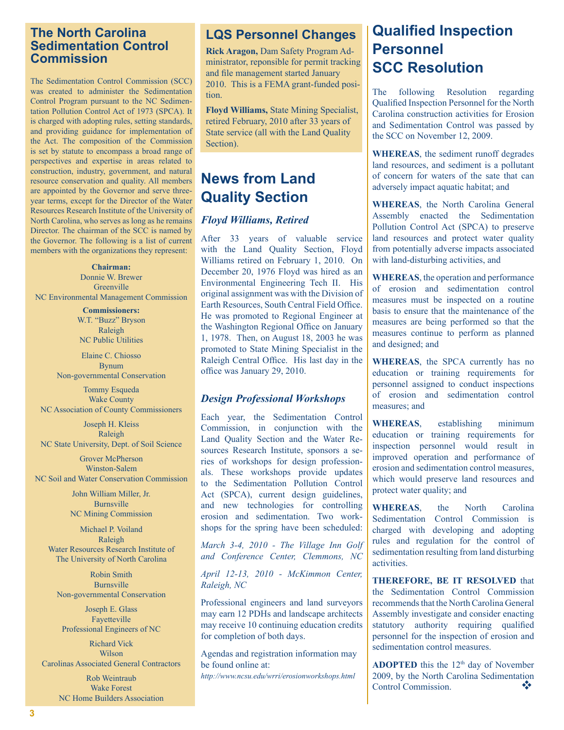## The North Carolina Sedimentation Control Commission

The Sedimentation Control Commission (SCC) was created to administer the Sedimentation Control Program pursuant to the NC Sedimentation Pollution Control Act of 1973 (SPCA). It is charged with adopting rules, setting standards, and providing guidance for implementation of the Act. The composition of the Commission is set by statute to encompass a broad range of perspectives and expertise in areas related to construction, industry, government, and natural resource conservation and quality. All members are appointed by the Governor and serve three-year terms, except for the Director of the Water Resources Research Institute of the University of North Carolina, who serves as long as he remains Director. The chairman of the SCC is named by the Governor. The following is a list of current members with the organizations they represent:

**Chairman:**
Donnie W. Brewer
Greenville
NC Environmental Management Commission

**Commissioners:**
W.T. "Buzz" Bryson
Raleigh
NC Public Utilities

Elaine C. Chiosso
Bynum
Non-governmental Conservation

Tommy Esqueda
Wake County
NC Association of County Commissioners

Joseph H. Kleiss
Raleigh
NC State University, Dept. of Soil Science

Grover McPherson
Winston-Salem
NC Soil and Water Conservation Commission

John William Miller, Jr.
Burnsville
NC Mining Commission

Michael P. Voiland
Raleigh
Water Resources Research Institute of The University of North Carolina

Robin Smith
Burnsville
Non-governmental Conservation

Joseph E. Glass
Fayetteville
Professional Engineers of NC

Richard Vick
Wilson
Carolinas Associated General Contractors

Rob Weintraub
Wake Forest
NC Home Builders Association

## LQS Personnel Changes

**Rick Aragon,** Dam Safety Program Administrator, reponsible for permit tracking and file management started January 2010. This is a FEMA grant-funded position.

**Floyd Williams,** State Mining Specialist, retired February, 2010 after 33 years of State service (all with the Land Quality Section).

# News from Land Quality Section

### *Floyd Williams, Retired*

After 33 years of valuable service with the Land Quality Section, Floyd Williams retired on February 1, 2010. On December 20, 1976 Floyd was hired as an Environmental Engineering Tech II. His original assignment was with the Division of Earth Resources, South Central Field Office. He was promoted to Regional Engineer at the Washington Regional Office on January 1, 1978. Then, on August 18, 2003 he was promoted to State Mining Specialist in the Raleigh Central Office. His last day in the office was January 29, 2010.

### *Design Professional Workshops*

Each year, the Sedimentation Control Commission, in conjunction with the Land Quality Section and the Water Resources Research Institute, sponsors a series of workshops for design professionals. These workshops provide updates to the Sedimentation Pollution Control Act (SPCA), current design guidelines, and new technologies for controlling erosion and sedimentation. Two workshops for the spring have been scheduled:

*March 3-4, 2010 - The Village Inn Golf and Conference Center, Clemmons, NC*

*April 12-13, 2010 - McKimmon Center, Raleigh, NC*

Professional engineers and land surveyors may earn 12 PDHs and landscape architects may receive 10 continuing education credits for completion of both days.

Agendas and registration information may be found online at:
*http://www.ncsu.edu/wrri/erosionworkshops.html*

# Qualified Inspection Personnel SCC Resolution

The following Resolution regarding Qualified Inspection Personnel for the North Carolina construction activities for Erosion and Sedimentation Control was passed by the SCC on November 12, 2009.

**WHEREAS**, the sediment runoff degrades land resources, and sediment is a pollutant of concern for waters of the sate that can adversely impact aquatic habitat; and

**WHEREAS**, the North Carolina General Assembly enacted the Sedimentation Pollution Control Act (SPCA) to preserve land resources and protect water quality from potentially adverse impacts associated with land-disturbing activities, and

**WHEREAS**, the operation and performance of erosion and sedimentation control measures must be inspected on a routine basis to ensure that the maintenance of the measures are being performed so that the measures continue to perform as planned and designed; and

**WHEREAS**, the SPCA currently has no education or training requirements for personnel assigned to conduct inspections of erosion and sedimentation control measures; and

**WHEREAS**, establishing minimum education or training requirements for inspection personnel would result in improved operation and performance of erosion and sedimentation control measures, which would preserve land resources and protect water quality; and

**WHEREAS**, the North Carolina Sedimentation Control Commission is charged with developing and adopting rules and regulation for the control of sedimentation resulting from land disturbing activities.

**THEREFORE, BE IT RESOLVED** that the Sedimentation Control Commission recommends that the North Carolina General Assembly investigate and consider enacting statutory authority requiring qualified personnel for the inspection of erosion and sedimentation control measures.

**ADOPTED** this the 12th day of November 2009, by the North Carolina Sedimentation Control Commission. ❖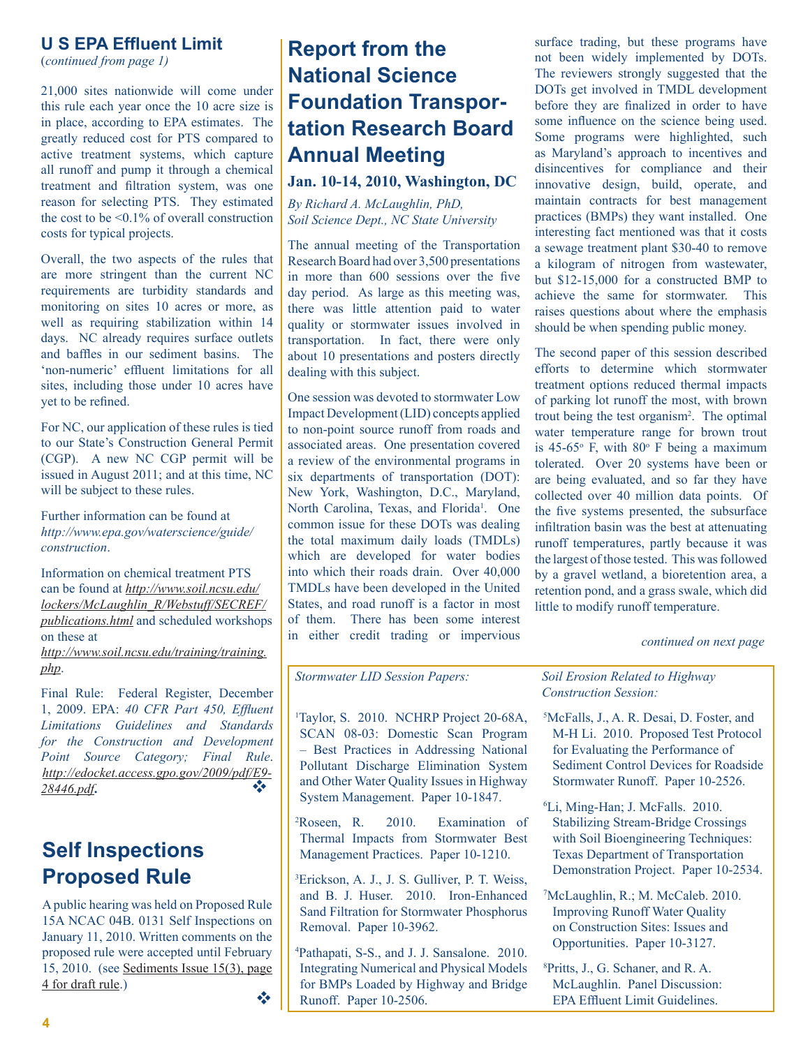## U S EPA Effluent Limit

(*continued from page 1*)

21,000 sites nationwide will come under this rule each year once the 10 acre size is in place, according to EPA estimates. The greatly reduced cost for PTS compared to active treatment systems, which capture all runoff and pump it through a chemical treatment and filtration system, was one reason for selecting PTS. They estimated the cost to be <0.1% of overall construction costs for typical projects.

Overall, the two aspects of the rules that are more stringent than the current NC requirements are turbidity standards and monitoring on sites 10 acres or more, as well as requiring stabilization within 14 days. NC already requires surface outlets and baffles in our sediment basins. The 'non-numeric' effluent limitations for all sites, including those under 10 acres have yet to be refined.

For NC, our application of these rules is tied to our State's Construction General Permit (CGP). A new NC CGP permit will be issued in August 2011; and at this time, NC will be subject to these rules.

Further information can be found at *http://www.epa.gov/waterscience/guide/construction*.

Information on chemical treatment PTS can be found at *http://www.soil.ncsu.edu/lockers/McLaughlin_R/Webstuff/SECREF/publications.html* and scheduled workshops on these at *http://www.soil.ncsu.edu/training/training.php*.

Final Rule: Federal Register, December 1, 2009. EPA: *40 CFR Part 450, Effluent Limitations Guidelines and Standards for the Construction and Development Point Source Category; Final Rule*. *http://edocket.access.gpo.gov/2009/pdf/E9-28446.pdf*. ❖

## Self Inspections Proposed Rule

A public hearing was held on Proposed Rule 15A NCAC 04B. 0131 Self Inspections on January 11, 2010. Written comments on the proposed rule were accepted until February 15, 2010. (see Sediments Issue 15(3), page 4 for draft rule.) ❖

## Report from the National Science Foundation Transportation Research Board Annual Meeting

**Jan. 10-14, 2010, Washington, DC**

*By Richard A. McLaughlin, PhD, Soil Science Dept., NC State University*

The annual meeting of the Transportation Research Board had over 3,500 presentations in more than 600 sessions over the five day period. As large as this meeting was, there was little attention paid to water quality or stormwater issues involved in transportation. In fact, there were only about 10 presentations and posters directly dealing with this subject.

One session was devoted to stormwater Low Impact Development (LID) concepts applied to non-point source runoff from roads and associated areas. One presentation covered a review of the environmental programs in six departments of transportation (DOT): New York, Washington, D.C., Maryland, North Carolina, Texas, and Florida[1]. One common issue for these DOTs was dealing the total maximum daily loads (TMDLs) which are developed for water bodies into which their roads drain. Over 40,000 TMDLs have been developed in the United States, and road runoff is a factor in most of them. There has been some interest in either credit trading or impervious surface trading, but these programs have not been widely implemented by DOTs. The reviewers strongly suggested that the DOTs get involved in TMDL development before they are finalized in order to have some influence on the science being used. Some programs were highlighted, such as Maryland's approach to incentives and disincentives for compliance and their innovative design, build, operate, and maintain contracts for best management practices (BMPs) they want installed. One interesting fact mentioned was that it costs a sewage treatment plant $30-40 to remove a kilogram of nitrogen from wastewater, but $12-15,000 for a constructed BMP to achieve the same for stormwater. This raises questions about where the emphasis should be when spending public money.

The second paper of this session described efforts to determine which stormwater treatment options reduced thermal impacts of parking lot runoff the most, with brown trout being the test organism[2]. The optimal water temperature range for brown trout is 45-65° F, with 80° F being a maximum tolerated. Over 20 systems have been or are being evaluated, and so far they have collected over 40 million data points. Of the five systems presented, the subsurface infiltration basin was the best at attenuating runoff temperatures, partly because it was the largest of those tested. This was followed by a gravel wetland, a bioretention area, a retention pond, and a grass swale, which did little to modify runoff temperature.

*continued on next page*

*Stormwater LID Session Papers:*

[1]Taylor, S. 2010. NCHRP Project 20-68A, SCAN 08-03: Domestic Scan Program – Best Practices in Addressing National Pollutant Discharge Elimination System and Other Water Quality Issues in Highway System Management. Paper 10-1847.

[2]Roseen, R. 2010. Examination of Thermal Impacts from Stormwater Best Management Practices. Paper 10-1210.

[3]Erickson, A. J., J. S. Gulliver, P. T. Weiss, and B. J. Huser. 2010. Iron-Enhanced Sand Filtration for Stormwater Phosphorus Removal. Paper 10-3962.

[4]Pathapati, S-S., and J. J. Sansalone. 2010. Integrating Numerical and Physical Models for BMPs Loaded by Highway and Bridge Runoff. Paper 10-2506.

*Soil Erosion Related to Highway Construction Session:*

[5]McFalls, J., A. R. Desai, D. Foster, and M-H Li. 2010. Proposed Test Protocol for Evaluating the Performance of Sediment Control Devices for Roadside Stormwater Runoff. Paper 10-2526.

[6]Li, Ming-Han; J. McFalls. 2010. Stabilizing Stream-Bridge Crossings with Soil Bioengineering Techniques: Texas Department of Transportation Demonstration Project. Paper 10-2534.

[7]McLaughlin, R.; M. McCaleb. 2010. Improving Runoff Water Quality on Construction Sites: Issues and Opportunities. Paper 10-3127.

[8]Pritts, J., G. Schaner, and R. A. McLaughlin. Panel Discussion: EPA Effluent Limit Guidelines.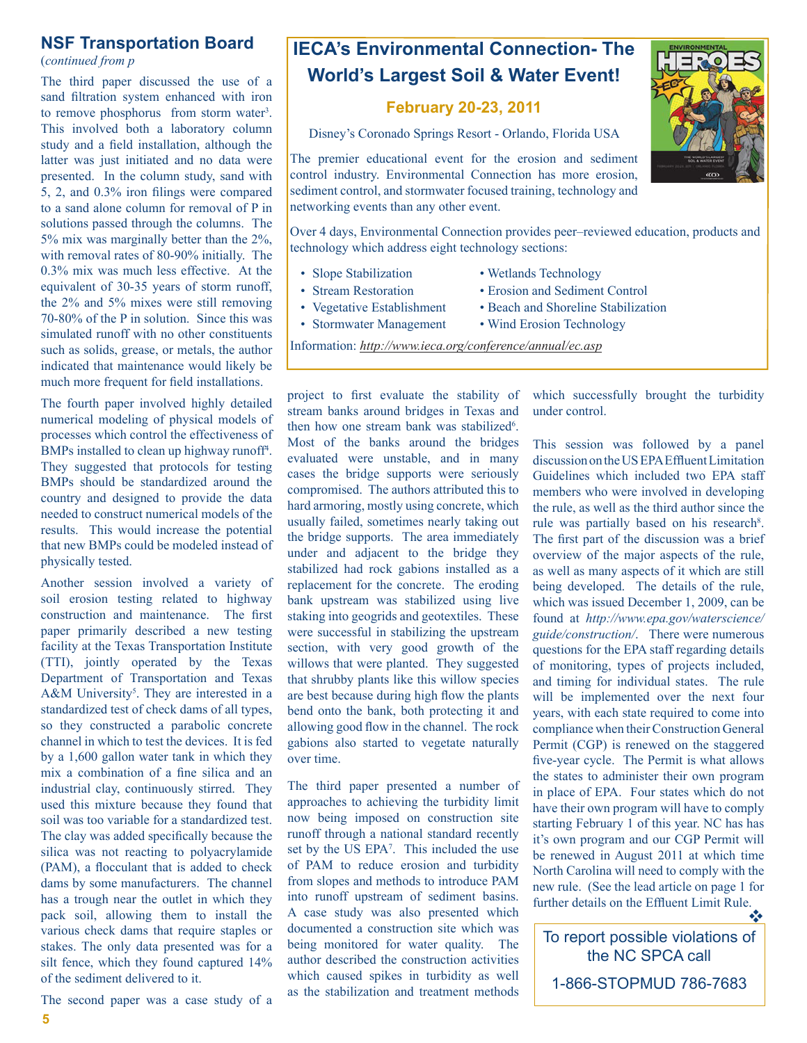## NSF Transportation Board

(*continued from p*

The third paper discussed the use of a sand filtration system enhanced with iron to remove phosphorus from storm water[3]. This involved both a laboratory column study and a field installation, although the latter was just initiated and no data were presented. In the column study, sand with 5, 2, and 0.3% iron filings were compared to a sand alone column for removal of P in solutions passed through the columns. The 5% mix was marginally better than the 2%, with removal rates of 80-90% initially. The 0.3% mix was much less effective. At the equivalent of 30-35 years of storm runoff, the 2% and 5% mixes were still removing 70-80% of the P in solution. Since this was simulated runoff with no other constituents such as solids, grease, or metals, the author indicated that maintenance would likely be much more frequent for field installations.

The fourth paper involved highly detailed numerical modeling of physical models of processes which control the effectiveness of BMPs installed to clean up highway runoff[4]. They suggested that protocols for testing BMPs should be standardized around the country and designed to provide the data needed to construct numerical models of the results. This would increase the potential that new BMPs could be modeled instead of physically tested.

Another session involved a variety of soil erosion testing related to highway construction and maintenance. The first paper primarily described a new testing facility at the Texas Transportation Institute (TTI), jointly operated by the Texas Department of Transportation and Texas A&M University[5]. They are interested in a standardized test of check dams of all types, so they constructed a parabolic concrete channel in which to test the devices. It is fed by a 1,600 gallon water tank in which they mix a combination of a fine silica and an industrial clay, continuously stirred. They used this mixture because they found that soil was too variable for a standardized test. The clay was added specifically because the silica was not reacting to polyacrylamide (PAM), a flocculant that is added to check dams by some manufacturers. The channel has a trough near the outlet in which they pack soil, allowing them to install the various check dams that require staples or stakes. The only data presented was for a silt fence, which they found captured 14% of the sediment delivered to it.

The second paper was a case study of a project to first evaluate the stability of stream banks around bridges in Texas and then how one stream bank was stabilized[6]. Most of the banks around the bridges evaluated were unstable, and in many cases the bridge supports were seriously compromised. The authors attributed this to hard armoring, mostly using concrete, which usually failed, sometimes nearly taking out the bridge supports. The area immediately under and adjacent to the bridge they stabilized had rock gabions installed as a replacement for the concrete. The eroding bank upstream was stabilized using live staking into geogrids and geotextiles. These were successful in stabilizing the upstream section, with very good growth of the willows that were planted. They suggested that shrubby plants like this willow species are best because during high flow the plants bend onto the bank, both protecting it and allowing good flow in the channel. The rock gabions also started to vegetate naturally over time.

The third paper presented a number of approaches to achieving the turbidity limit now being imposed on construction site runoff through a national standard recently set by the US EPA[7]. This included the use of PAM to reduce erosion and turbidity from slopes and methods to introduce PAM into runoff upstream of sediment basins. A case study was also presented which documented a construction site which was being monitored for water quality. The author described the construction activities which caused spikes in turbidity as well as the stabilization and treatment methods which successfully brought the turbidity under control.

This session was followed by a panel discussion on the US EPA Effluent Limitation Guidelines which included two EPA staff members who were involved in developing the rule, as well as the third author since the rule was partially based on his research[8]. The first part of the discussion was a brief overview of the major aspects of the rule, as well as many aspects of it which are still being developed. The details of the rule, which was issued December 1, 2009, can be found at *http://www.epa.gov/waterscience/guide/construction/*. There were numerous questions for the EPA staff regarding details of monitoring, types of projects included, and timing for individual states. The rule will be implemented over the next four years, with each state required to come into compliance when their Construction General Permit (CGP) is renewed on the staggered five-year cycle. The Permit is what allows the states to administer their own program in place of EPA. Four states which do not have their own program will have to comply starting February 1 of this year. NC has has it's own program and our CGP Permit will be renewed in August 2011 at which time North Carolina will need to comply with the new rule. (See the lead article on page 1 for further details on the Effluent Limit Rule. ❖

---

## IECA's Environmental Connection- The World's Largest Soil & Water Event!

**February 20-23, 2011**

Disney's Coronado Springs Resort - Orlando, Florida USA

The premier educational event for the erosion and sediment control industry. Environmental Connection has more erosion, sediment control, and stormwater focused training, technology and networking events than any other event.

Over 4 days, Environmental Connection provides peer–reviewed education, products and technology which address eight technology sections:

- Slope Stabilization
- Stream Restoration
- Vegetative Establishment
- Stormwater Management
- Wetlands Technology
- Erosion and Sediment Control
- Beach and Shoreline Stabilization
- Wind Erosion Technology

Information: *http://www.ieca.org/conference/annual/ec.asp*

---

To report possible violations of the NC SPCA call

1-866-STOPMUD 786-7683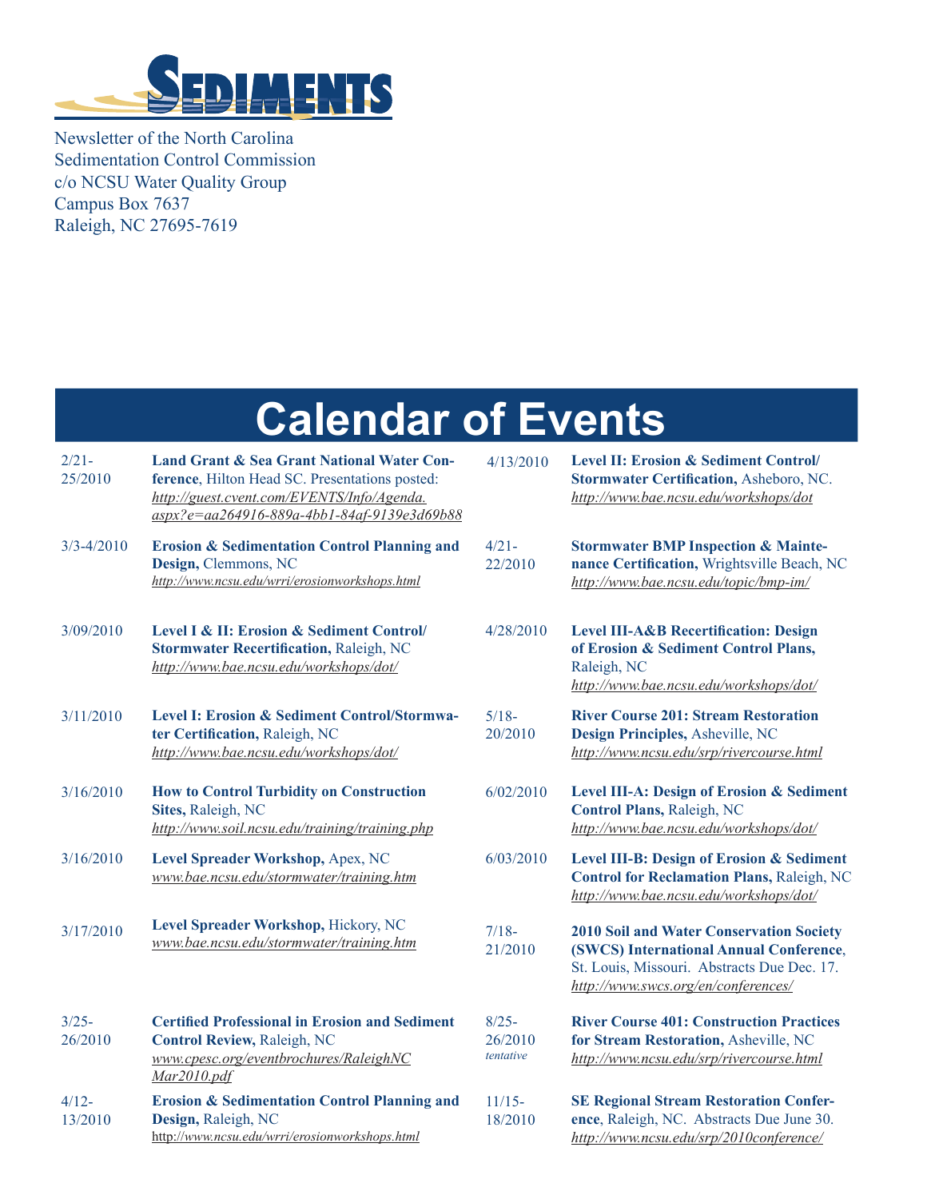# Sediments

Newsletter of the North Carolina
Sedimentation Control Commission
c/o NCSU Water Quality Group
Campus Box 7637
Raleigh, NC 27695-7619

# Calendar of Events

| | |
|---|---|
| 2/21-25/2010 | **Land Grant & Sea Grant National Water Conference**, Hilton Head SC. Presentations posted: *http://guest.cvent.com/EVENTS/Info/Agenda.aspx?e=aa264916-889a-4bb1-84af-9139e3d69b88* |
| 3/3-4/2010 | **Erosion & Sedimentation Control Planning and Design,** Clemmons, NC *http://www.ncsu.edu/wrri/erosionworkshops.html* |
| 3/09/2010 | **Level I & II: Erosion & Sediment Control/ Stormwater Recertification,** Raleigh, NC *http://www.bae.ncsu.edu/workshops/dot/* |
| 3/11/2010 | **Level I: Erosion & Sediment Control/Stormwater Certification,** Raleigh, NC *http://www.bae.ncsu.edu/workshops/dot/* |
| 3/16/2010 | **How to Control Turbidity on Construction Sites,** Raleigh, NC *http://www.soil.ncsu.edu/training/training.php* |
| 3/16/2010 | **Level Spreader Workshop,** Apex, NC *www.bae.ncsu.edu/stormwater/training.htm* |
| 3/17/2010 | **Level Spreader Workshop,** Hickory, NC *www.bae.ncsu.edu/stormwater/training.htm* |
| 3/25-26/2010 | **Certified Professional in Erosion and Sediment Control Review,** Raleigh, NC *www.cpesc.org/eventbrochures/RaleighNCMar2010.pdf* |
| 4/12-13/2010 | **Erosion & Sedimentation Control Planning and Design,** Raleigh, NC *http://www.ncsu.edu/wrri/erosionworkshops.html* |
| 4/13/2010 | **Level II: Erosion & Sediment Control/ Stormwater Certification,** Asheboro, NC. *http://www.bae.ncsu.edu/workshops/dot* |
| 4/21-22/2010 | **Stormwater BMP Inspection & Maintenance Certification,** Wrightsville Beach, NC *http://www.bae.ncsu.edu/topic/bmp-im/* |
| 4/28/2010 | **Level III-A&B Recertification: Design of Erosion & Sediment Control Plans,** Raleigh, NC *http://www.bae.ncsu.edu/workshops/dot/* |
| 5/18-20/2010 | **River Course 201: Stream Restoration Design Principles,** Asheville, NC *http://www.ncsu.edu/srp/rivercourse.html* |
| 6/02/2010 | **Level III-A: Design of Erosion & Sediment Control Plans,** Raleigh, NC *http://www.bae.ncsu.edu/workshops/dot/* |
| 6/03/2010 | **Level III-B: Design of Erosion & Sediment Control for Reclamation Plans,** Raleigh, NC *http://www.bae.ncsu.edu/workshops/dot/* |
| 7/18-21/2010 | **2010 Soil and Water Conservation Society (SWCS) International Annual Conference**, St. Louis, Missouri. Abstracts Due Dec. 17. *http://www.swcs.org/en/conferences/* |
| 8/25-26/2010 *tentative* | **River Course 401: Construction Practices for Stream Restoration,** Asheville, NC *http://www.ncsu.edu/srp/rivercourse.html* |
| 11/15-18/2010 | **SE Regional Stream Restoration Conference**, Raleigh, NC. Abstracts Due June 30. *http://www.ncsu.edu/srp/2010conference/* |